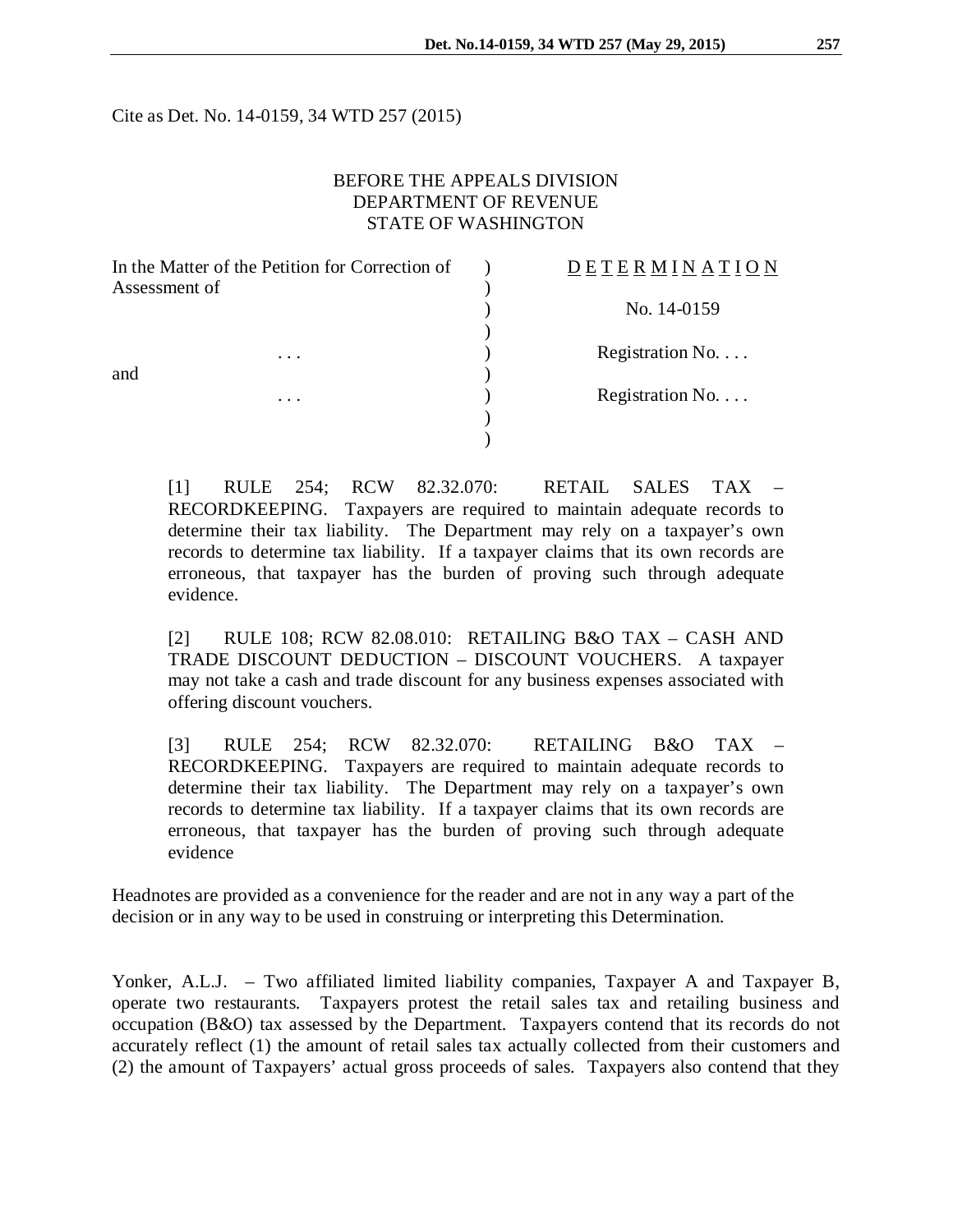Cite as Det. No. 14-0159, 34 WTD 257 (2015)

BEFORE THE APPEALS DIVISION
DEPARTMENT OF REVENUE
STATE OF WASHINGTON

| In the Matter of the Petition for Correction of Assessment of | ) | D E T E R M I N A T I O N |
|---|---|---|
| | ) | No. 14-0159 |
| . . . | ) | Registration No. . . . |
| and | ) | |
| . . . | ) | Registration No. . . . |

[1] RULE 254; RCW 82.32.070: RETAIL SALES TAX – RECORDKEEPING. Taxpayers are required to maintain adequate records to determine their tax liability. The Department may rely on a taxpayer's own records to determine tax liability. If a taxpayer claims that its own records are erroneous, that taxpayer has the burden of proving such through adequate evidence.

[2] RULE 108; RCW 82.08.010: RETAILING B&O TAX – CASH AND TRADE DISCOUNT DEDUCTION – DISCOUNT VOUCHERS. A taxpayer may not take a cash and trade discount for any business expenses associated with offering discount vouchers.

[3] RULE 254; RCW 82.32.070: RETAILING B&O TAX – RECORDKEEPING. Taxpayers are required to maintain adequate records to determine their tax liability. The Department may rely on a taxpayer's own records to determine tax liability. If a taxpayer claims that its own records are erroneous, that taxpayer has the burden of proving such through adequate evidence

Headnotes are provided as a convenience for the reader and are not in any way a part of the decision or in any way to be used in construing or interpreting this Determination.

Yonker, A.L.J. – Two affiliated limited liability companies, Taxpayer A and Taxpayer B, operate two restaurants. Taxpayers protest the retail sales tax and retailing business and occupation (B&O) tax assessed by the Department. Taxpayers contend that its records do not accurately reflect (1) the amount of retail sales tax actually collected from their customers and (2) the amount of Taxpayers' actual gross proceeds of sales. Taxpayers also contend that they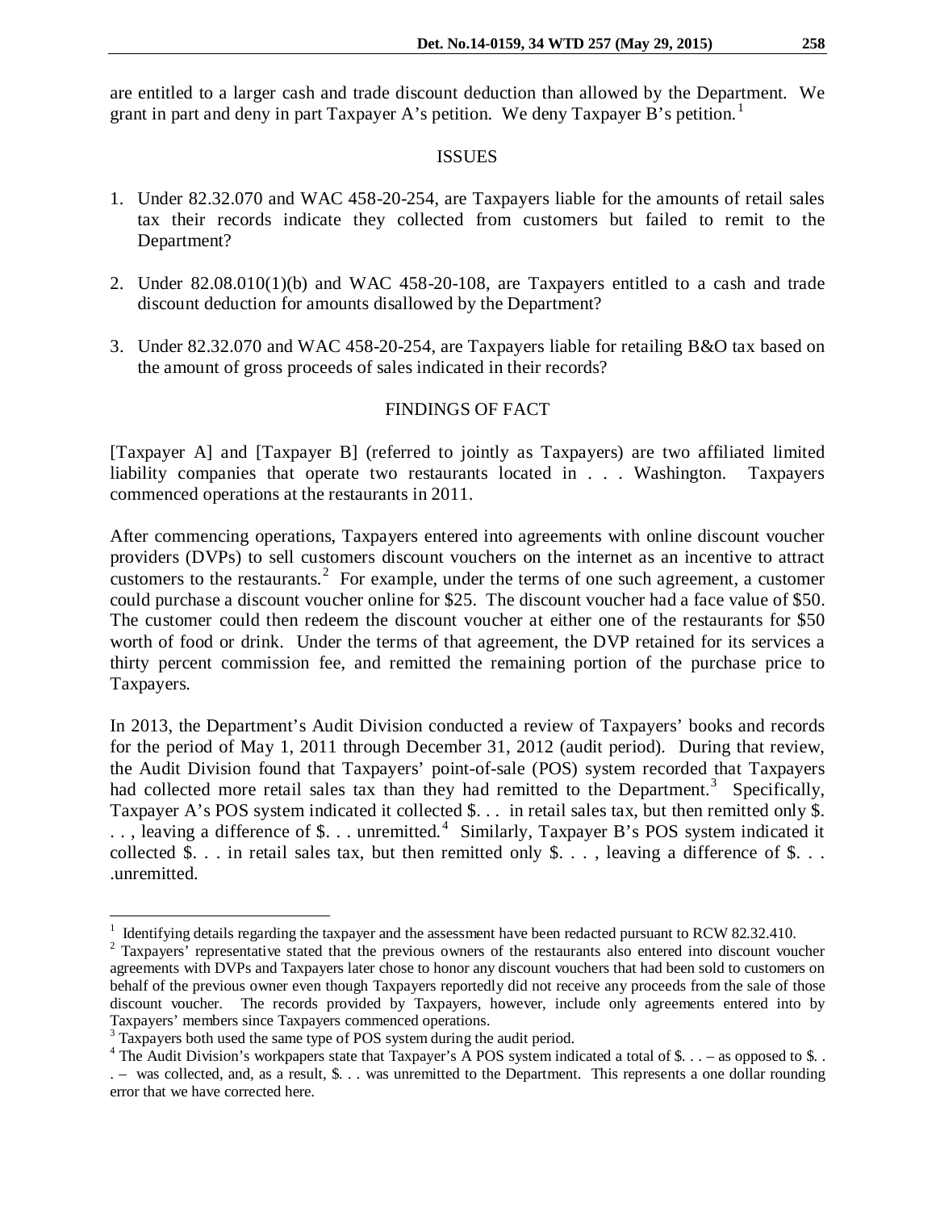are entitled to a larger cash and trade discount deduction than allowed by the Department. We grant in part and deny in part Taxpayer A's petition. We deny Taxpayer B's petition.[1]

## ISSUES

1. Under 82.32.070 and WAC 458-20-254, are Taxpayers liable for the amounts of retail sales tax their records indicate they collected from customers but failed to remit to the Department?

2. Under 82.08.010(1)(b) and WAC 458-20-108, are Taxpayers entitled to a cash and trade discount deduction for amounts disallowed by the Department?

3. Under 82.32.070 and WAC 458-20-254, are Taxpayers liable for retailing B&O tax based on the amount of gross proceeds of sales indicated in their records?

## FINDINGS OF FACT

[Taxpayer A] and [Taxpayer B] (referred to jointly as Taxpayers) are two affiliated limited liability companies that operate two restaurants located in . . . Washington. Taxpayers commenced operations at the restaurants in 2011.

After commencing operations, Taxpayers entered into agreements with online discount voucher providers (DVPs) to sell customers discount vouchers on the internet as an incentive to attract customers to the restaurants.[2] For example, under the terms of one such agreement, a customer could purchase a discount voucher online for $25. The discount voucher had a face value of $50. The customer could then redeem the discount voucher at either one of the restaurants for $50 worth of food or drink. Under the terms of that agreement, the DVP retained for its services a thirty percent commission fee, and remitted the remaining portion of the purchase price to Taxpayers.

In 2013, the Department's Audit Division conducted a review of Taxpayers' books and records for the period of May 1, 2011 through December 31, 2012 (audit period). During that review, the Audit Division found that Taxpayers' point-of-sale (POS) system recorded that Taxpayers had collected more retail sales tax than they had remitted to the Department.[3] Specifically, Taxpayer A's POS system indicated it collected $. . . in retail sales tax, but then remitted only $. . . , leaving a difference of $. . . unremitted.[4] Similarly, Taxpayer B's POS system indicated it collected $. . . in retail sales tax, but then remitted only $. . . , leaving a difference of $. . . .unremitted.

---

[1] Identifying details regarding the taxpayer and the assessment have been redacted pursuant to RCW 82.32.410.

[2] Taxpayers' representative stated that the previous owners of the restaurants also entered into discount voucher agreements with DVPs and Taxpayers later chose to honor any discount vouchers that had been sold to customers on behalf of the previous owner even though Taxpayers reportedly did not receive any proceeds from the sale of those discount voucher. The records provided by Taxpayers, however, include only agreements entered into by Taxpayers' members since Taxpayers commenced operations.

[3] Taxpayers both used the same type of POS system during the audit period.

[4] The Audit Division's workpapers state that Taxpayer's A POS system indicated a total of $. . . – as opposed to $. . . – was collected, and, as a result, $. . . was unremitted to the Department. This represents a one dollar rounding error that we have corrected here.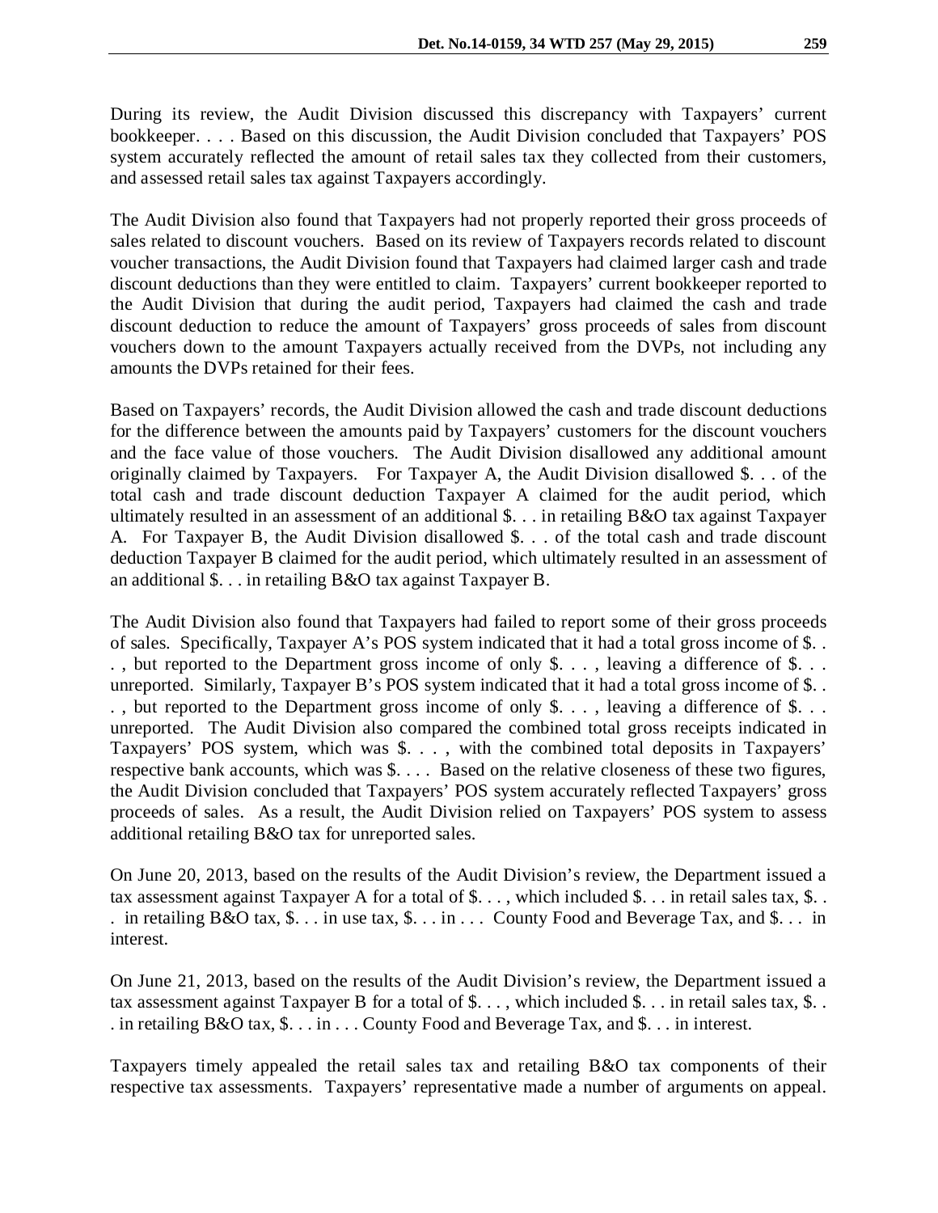During its review, the Audit Division discussed this discrepancy with Taxpayers' current bookkeeper. . . . Based on this discussion, the Audit Division concluded that Taxpayers' POS system accurately reflected the amount of retail sales tax they collected from their customers, and assessed retail sales tax against Taxpayers accordingly.

The Audit Division also found that Taxpayers had not properly reported their gross proceeds of sales related to discount vouchers. Based on its review of Taxpayers records related to discount voucher transactions, the Audit Division found that Taxpayers had claimed larger cash and trade discount deductions than they were entitled to claim. Taxpayers' current bookkeeper reported to the Audit Division that during the audit period, Taxpayers had claimed the cash and trade discount deduction to reduce the amount of Taxpayers' gross proceeds of sales from discount vouchers down to the amount Taxpayers actually received from the DVPs, not including any amounts the DVPs retained for their fees.

Based on Taxpayers' records, the Audit Division allowed the cash and trade discount deductions for the difference between the amounts paid by Taxpayers' customers for the discount vouchers and the face value of those vouchers. The Audit Division disallowed any additional amount originally claimed by Taxpayers. For Taxpayer A, the Audit Division disallowed $. . . of the total cash and trade discount deduction Taxpayer A claimed for the audit period, which ultimately resulted in an assessment of an additional $. . . in retailing B&O tax against Taxpayer A. For Taxpayer B, the Audit Division disallowed $. . . of the total cash and trade discount deduction Taxpayer B claimed for the audit period, which ultimately resulted in an assessment of an additional $. . . in retailing B&O tax against Taxpayer B.

The Audit Division also found that Taxpayers had failed to report some of their gross proceeds of sales. Specifically, Taxpayer A's POS system indicated that it had a total gross income of $. . . , but reported to the Department gross income of only $. . . , leaving a difference of $. . . unreported. Similarly, Taxpayer B's POS system indicated that it had a total gross income of $. . . , but reported to the Department gross income of only $. . . , leaving a difference of $. . . unreported. The Audit Division also compared the combined total gross receipts indicated in Taxpayers' POS system, which was $. . . , with the combined total deposits in Taxpayers' respective bank accounts, which was $. . . . Based on the relative closeness of these two figures, the Audit Division concluded that Taxpayers' POS system accurately reflected Taxpayers' gross proceeds of sales. As a result, the Audit Division relied on Taxpayers' POS system to assess additional retailing B&O tax for unreported sales.

On June 20, 2013, based on the results of the Audit Division's review, the Department issued a tax assessment against Taxpayer A for a total of $. . . , which included $. . . in retail sales tax, $. . . in retailing B&O tax, $. . . in use tax, $. . . in . . . County Food and Beverage Tax, and $. . . in interest.

On June 21, 2013, based on the results of the Audit Division's review, the Department issued a tax assessment against Taxpayer B for a total of $. . . , which included $. . . in retail sales tax, $. . . in retailing B&O tax, $. . . in . . . County Food and Beverage Tax, and $. . . in interest.

Taxpayers timely appealed the retail sales tax and retailing B&O tax components of their respective tax assessments. Taxpayers' representative made a number of arguments on appeal.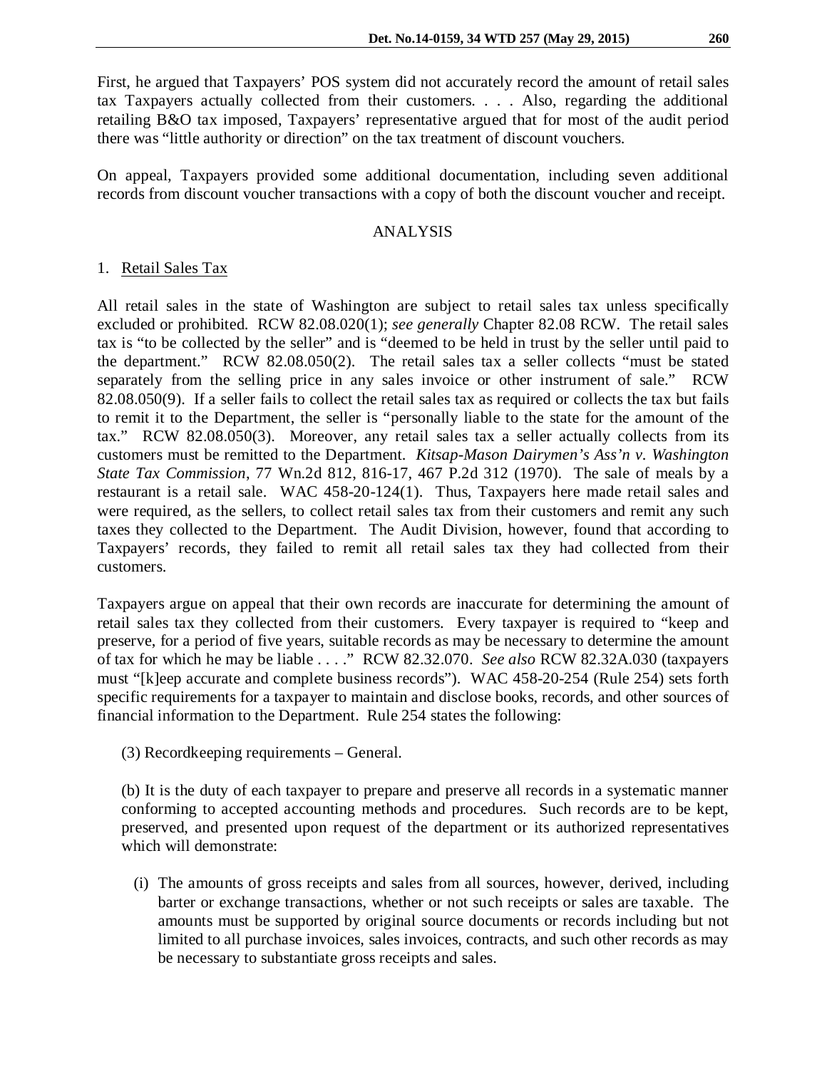First, he argued that Taxpayers' POS system did not accurately record the amount of retail sales tax Taxpayers actually collected from their customers. . . . Also, regarding the additional retailing B&O tax imposed, Taxpayers' representative argued that for most of the audit period there was "little authority or direction" on the tax treatment of discount vouchers.

On appeal, Taxpayers provided some additional documentation, including seven additional records from discount voucher transactions with a copy of both the discount voucher and receipt.

## ANALYSIS

### 1. Retail Sales Tax

All retail sales in the state of Washington are subject to retail sales tax unless specifically excluded or prohibited. RCW 82.08.020(1); *see generally* Chapter 82.08 RCW. The retail sales tax is "to be collected by the seller" and is "deemed to be held in trust by the seller until paid to the department." RCW 82.08.050(2). The retail sales tax a seller collects "must be stated separately from the selling price in any sales invoice or other instrument of sale." RCW 82.08.050(9). If a seller fails to collect the retail sales tax as required or collects the tax but fails to remit it to the Department, the seller is "personally liable to the state for the amount of the tax." RCW 82.08.050(3). Moreover, any retail sales tax a seller actually collects from its customers must be remitted to the Department. *Kitsap-Mason Dairymen's Ass'n v. Washington State Tax Commission*, 77 Wn.2d 812, 816-17, 467 P.2d 312 (1970). The sale of meals by a restaurant is a retail sale. WAC 458-20-124(1). Thus, Taxpayers here made retail sales and were required, as the sellers, to collect retail sales tax from their customers and remit any such taxes they collected to the Department. The Audit Division, however, found that according to Taxpayers' records, they failed to remit all retail sales tax they had collected from their customers.

Taxpayers argue on appeal that their own records are inaccurate for determining the amount of retail sales tax they collected from their customers. Every taxpayer is required to "keep and preserve, for a period of five years, suitable records as may be necessary to determine the amount of tax for which he may be liable . . . ." RCW 82.32.070. *See also* RCW 82.32A.030 (taxpayers must "[k]eep accurate and complete business records"). WAC 458-20-254 (Rule 254) sets forth specific requirements for a taxpayer to maintain and disclose books, records, and other sources of financial information to the Department. Rule 254 states the following:

> (3) Recordkeeping requirements – General.
>
> (b) It is the duty of each taxpayer to prepare and preserve all records in a systematic manner conforming to accepted accounting methods and procedures. Such records are to be kept, preserved, and presented upon request of the department or its authorized representatives which will demonstrate:
>
> (i) The amounts of gross receipts and sales from all sources, however, derived, including barter or exchange transactions, whether or not such receipts or sales are taxable. The amounts must be supported by original source documents or records including but not limited to all purchase invoices, sales invoices, contracts, and such other records as may be necessary to substantiate gross receipts and sales.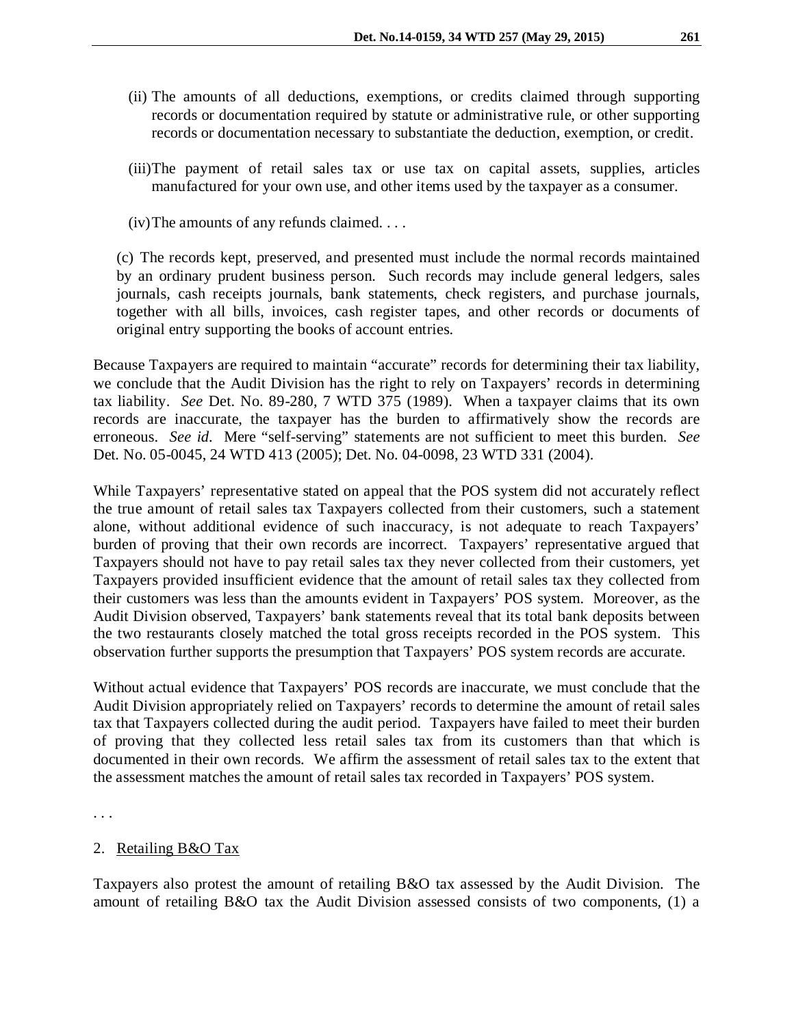(ii) The amounts of all deductions, exemptions, or credits claimed through supporting records or documentation required by statute or administrative rule, or other supporting records or documentation necessary to substantiate the deduction, exemption, or credit.

(iii) The payment of retail sales tax or use tax on capital assets, supplies, articles manufactured for your own use, and other items used by the taxpayer as a consumer.

(iv) The amounts of any refunds claimed. . . .

(c) The records kept, preserved, and presented must include the normal records maintained by an ordinary prudent business person. Such records may include general ledgers, sales journals, cash receipts journals, bank statements, check registers, and purchase journals, together with all bills, invoices, cash register tapes, and other records or documents of original entry supporting the books of account entries.

Because Taxpayers are required to maintain "accurate" records for determining their tax liability, we conclude that the Audit Division has the right to rely on Taxpayers' records in determining tax liability. *See* Det. No. 89-280, 7 WTD 375 (1989). When a taxpayer claims that its own records are inaccurate, the taxpayer has the burden to affirmatively show the records are erroneous. *See id*. Mere "self-serving" statements are not sufficient to meet this burden. *See* Det. No. 05-0045, 24 WTD 413 (2005); Det. No. 04-0098, 23 WTD 331 (2004).

While Taxpayers' representative stated on appeal that the POS system did not accurately reflect the true amount of retail sales tax Taxpayers collected from their customers, such a statement alone, without additional evidence of such inaccuracy, is not adequate to reach Taxpayers' burden of proving that their own records are incorrect. Taxpayers' representative argued that Taxpayers should not have to pay retail sales tax they never collected from their customers, yet Taxpayers provided insufficient evidence that the amount of retail sales tax they collected from their customers was less than the amounts evident in Taxpayers' POS system. Moreover, as the Audit Division observed, Taxpayers' bank statements reveal that its total bank deposits between the two restaurants closely matched the total gross receipts recorded in the POS system. This observation further supports the presumption that Taxpayers' POS system records are accurate.

Without actual evidence that Taxpayers' POS records are inaccurate, we must conclude that the Audit Division appropriately relied on Taxpayers' records to determine the amount of retail sales tax that Taxpayers collected during the audit period. Taxpayers have failed to meet their burden of proving that they collected less retail sales tax from its customers than that which is documented in their own records. We affirm the assessment of retail sales tax to the extent that the assessment matches the amount of retail sales tax recorded in Taxpayers' POS system.

. . .

2. <u>Retailing B&O Tax</u>

Taxpayers also protest the amount of retailing B&O tax assessed by the Audit Division. The amount of retailing B&O tax the Audit Division assessed consists of two components, (1) a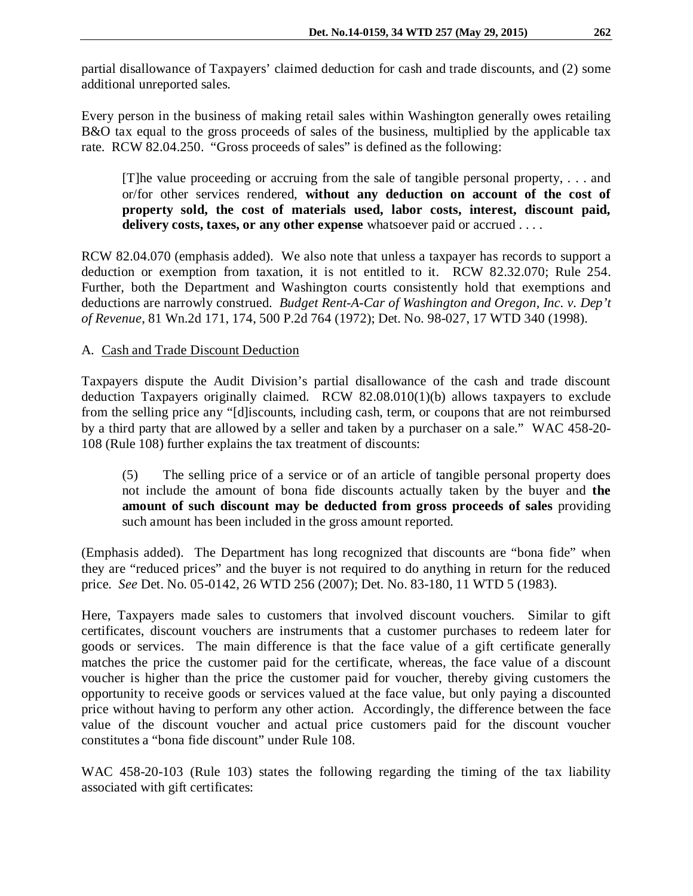partial disallowance of Taxpayers' claimed deduction for cash and trade discounts, and (2) some additional unreported sales.

Every person in the business of making retail sales within Washington generally owes retailing B&O tax equal to the gross proceeds of sales of the business, multiplied by the applicable tax rate. RCW 82.04.250. "Gross proceeds of sales" is defined as the following:

> [T]he value proceeding or accruing from the sale of tangible personal property, . . . and or/for other services rendered, **without any deduction on account of the cost of property sold, the cost of materials used, labor costs, interest, discount paid, delivery costs, taxes, or any other expense** whatsoever paid or accrued . . . .

RCW 82.04.070 (emphasis added). We also note that unless a taxpayer has records to support a deduction or exemption from taxation, it is not entitled to it. RCW 82.32.070; Rule 254. Further, both the Department and Washington courts consistently hold that exemptions and deductions are narrowly construed. *Budget Rent-A-Car of Washington and Oregon, Inc. v. Dep't of Revenue*, 81 Wn.2d 171, 174, 500 P.2d 764 (1972); Det. No. 98-027, 17 WTD 340 (1998).

A. Cash and Trade Discount Deduction

Taxpayers dispute the Audit Division's partial disallowance of the cash and trade discount deduction Taxpayers originally claimed. RCW 82.08.010(1)(b) allows taxpayers to exclude from the selling price any "[d]iscounts, including cash, term, or coupons that are not reimbursed by a third party that are allowed by a seller and taken by a purchaser on a sale." WAC 458-20-108 (Rule 108) further explains the tax treatment of discounts:

> (5) The selling price of a service or of an article of tangible personal property does not include the amount of bona fide discounts actually taken by the buyer and **the amount of such discount may be deducted from gross proceeds of sales** providing such amount has been included in the gross amount reported.

(Emphasis added). The Department has long recognized that discounts are "bona fide" when they are "reduced prices" and the buyer is not required to do anything in return for the reduced price. *See* Det. No. 05-0142, 26 WTD 256 (2007); Det. No. 83-180, 11 WTD 5 (1983).

Here, Taxpayers made sales to customers that involved discount vouchers. Similar to gift certificates, discount vouchers are instruments that a customer purchases to redeem later for goods or services. The main difference is that the face value of a gift certificate generally matches the price the customer paid for the certificate, whereas, the face value of a discount voucher is higher than the price the customer paid for voucher, thereby giving customers the opportunity to receive goods or services valued at the face value, but only paying a discounted price without having to perform any other action. Accordingly, the difference between the face value of the discount voucher and actual price customers paid for the discount voucher constitutes a "bona fide discount" under Rule 108.

WAC 458-20-103 (Rule 103) states the following regarding the timing of the tax liability associated with gift certificates: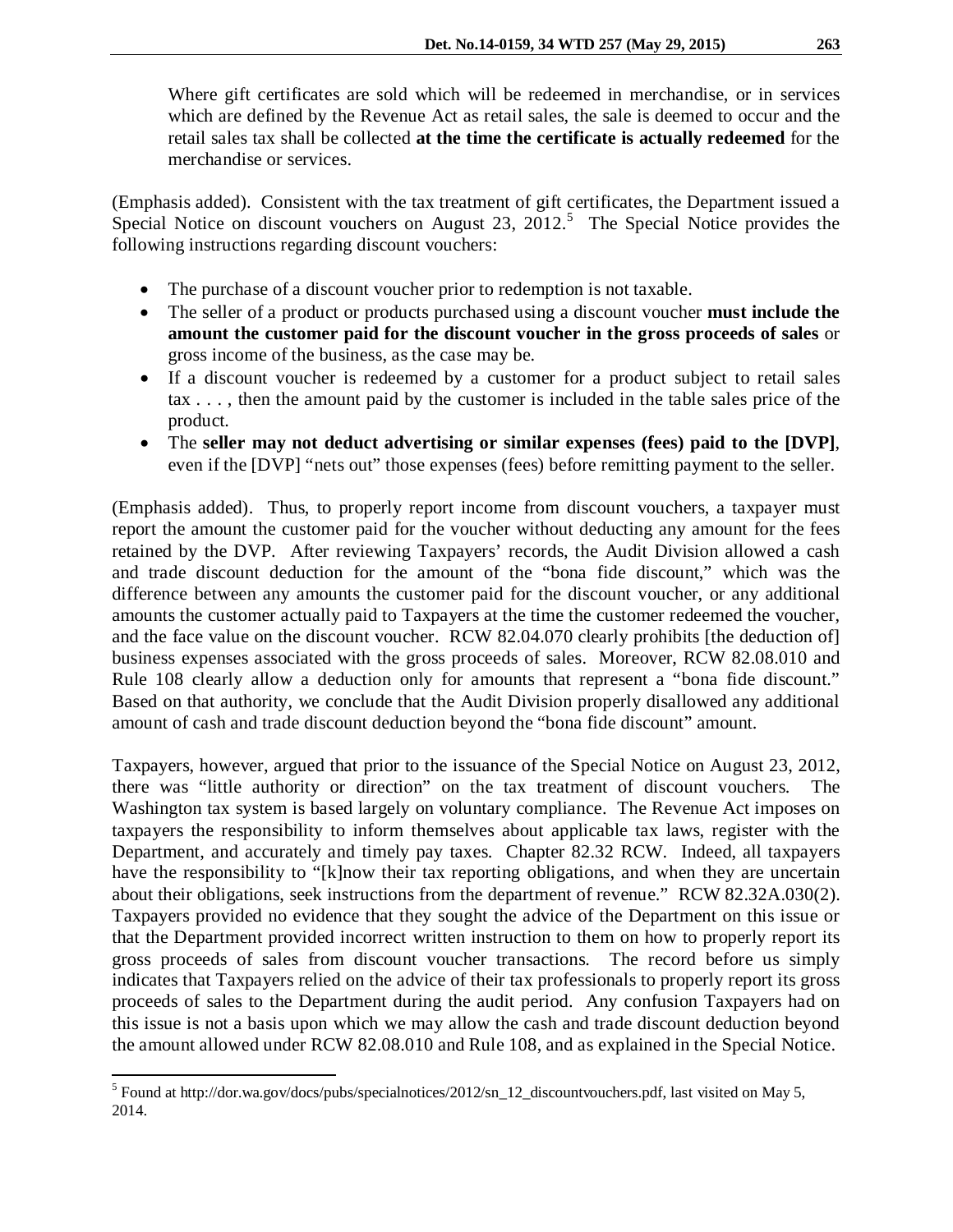> Where gift certificates are sold which will be redeemed in merchandise, or in services which are defined by the Revenue Act as retail sales, the sale is deemed to occur and the retail sales tax shall be collected **at the time the certificate is actually redeemed** for the merchandise or services.

(Emphasis added). Consistent with the tax treatment of gift certificates, the Department issued a Special Notice on discount vouchers on August 23, 2012.[5] The Special Notice provides the following instructions regarding discount vouchers:

- The purchase of a discount voucher prior to redemption is not taxable.
- The seller of a product or products purchased using a discount voucher **must include the amount the customer paid for the discount voucher in the gross proceeds of sales** or gross income of the business, as the case may be.
- If a discount voucher is redeemed by a customer for a product subject to retail sales tax . . . , then the amount paid by the customer is included in the table sales price of the product.
- The **seller may not deduct advertising or similar expenses (fees) paid to the [DVP]**, even if the [DVP] "nets out" those expenses (fees) before remitting payment to the seller.

(Emphasis added). Thus, to properly report income from discount vouchers, a taxpayer must report the amount the customer paid for the voucher without deducting any amount for the fees retained by the DVP. After reviewing Taxpayers' records, the Audit Division allowed a cash and trade discount deduction for the amount of the "bona fide discount," which was the difference between any amounts the customer paid for the discount voucher, or any additional amounts the customer actually paid to Taxpayers at the time the customer redeemed the voucher, and the face value on the discount voucher. RCW 82.04.070 clearly prohibits [the deduction of] business expenses associated with the gross proceeds of sales. Moreover, RCW 82.08.010 and Rule 108 clearly allow a deduction only for amounts that represent a "bona fide discount." Based on that authority, we conclude that the Audit Division properly disallowed any additional amount of cash and trade discount deduction beyond the "bona fide discount" amount.

Taxpayers, however, argued that prior to the issuance of the Special Notice on August 23, 2012, there was "little authority or direction" on the tax treatment of discount vouchers. The Washington tax system is based largely on voluntary compliance. The Revenue Act imposes on taxpayers the responsibility to inform themselves about applicable tax laws, register with the Department, and accurately and timely pay taxes. Chapter 82.32 RCW. Indeed, all taxpayers have the responsibility to "[k]now their tax reporting obligations, and when they are uncertain about their obligations, seek instructions from the department of revenue." RCW 82.32A.030(2). Taxpayers provided no evidence that they sought the advice of the Department on this issue or that the Department provided incorrect written instruction to them on how to properly report its gross proceeds of sales from discount voucher transactions. The record before us simply indicates that Taxpayers relied on the advice of their tax professionals to properly report its gross proceeds of sales to the Department during the audit period. Any confusion Taxpayers had on this issue is not a basis upon which we may allow the cash and trade discount deduction beyond the amount allowed under RCW 82.08.010 and Rule 108, and as explained in the Special Notice.

---

[5] Found at http://dor.wa.gov/docs/pubs/specialnotices/2012/sn_12_discountvouchers.pdf, last visited on May 5, 2014.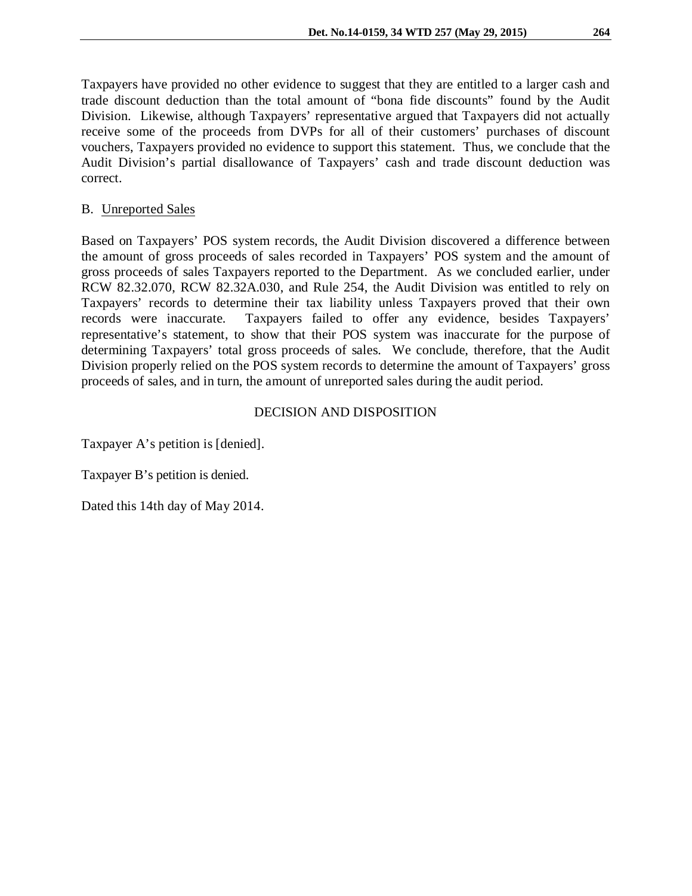Taxpayers have provided no other evidence to suggest that they are entitled to a larger cash and trade discount deduction than the total amount of "bona fide discounts" found by the Audit Division. Likewise, although Taxpayers' representative argued that Taxpayers did not actually receive some of the proceeds from DVPs for all of their customers' purchases of discount vouchers, Taxpayers provided no evidence to support this statement. Thus, we conclude that the Audit Division's partial disallowance of Taxpayers' cash and trade discount deduction was correct.

B. Unreported Sales

Based on Taxpayers' POS system records, the Audit Division discovered a difference between the amount of gross proceeds of sales recorded in Taxpayers' POS system and the amount of gross proceeds of sales Taxpayers reported to the Department. As we concluded earlier, under RCW 82.32.070, RCW 82.32A.030, and Rule 254, the Audit Division was entitled to rely on Taxpayers' records to determine their tax liability unless Taxpayers proved that their own records were inaccurate. Taxpayers failed to offer any evidence, besides Taxpayers' representative's statement, to show that their POS system was inaccurate for the purpose of determining Taxpayers' total gross proceeds of sales. We conclude, therefore, that the Audit Division properly relied on the POS system records to determine the amount of Taxpayers' gross proceeds of sales, and in turn, the amount of unreported sales during the audit period.

## DECISION AND DISPOSITION

Taxpayer A's petition is [denied].

Taxpayer B's petition is denied.

Dated this 14th day of May 2014.